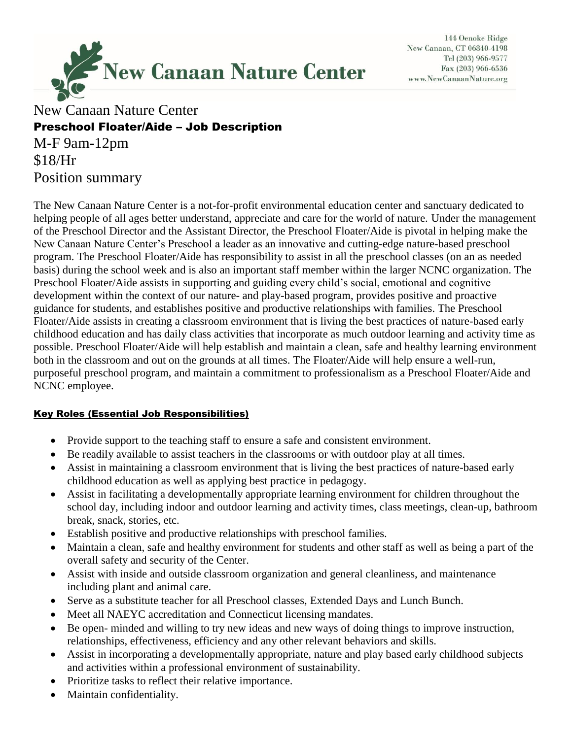New Canaan Nature Center

144 Oenoke Ridge
New Canaan, CT 06840-4198
Tel (203) 966-9577
Fax (203) 966-6536
www.NewCanaanNature.org

# New Canaan Nature Center

## Preschool Floater/Aide – Job Description

M-F 9am-12pm

$18/Hr

## Position summary

The New Canaan Nature Center is a not-for-profit environmental education center and sanctuary dedicated to helping people of all ages better understand, appreciate and care for the world of nature. Under the management of the Preschool Director and the Assistant Director, the Preschool Floater/Aide is pivotal in helping make the New Canaan Nature Center's Preschool a leader as an innovative and cutting-edge nature-based preschool program. The Preschool Floater/Aide has responsibility to assist in all the preschool classes (on an as needed basis) during the school week and is also an important staff member within the larger NCNC organization. The Preschool Floater/Aide assists in supporting and guiding every child's social, emotional and cognitive development within the context of our nature- and play-based program, provides positive and proactive guidance for students, and establishes positive and productive relationships with families. The Preschool Floater/Aide assists in creating a classroom environment that is living the best practices of nature-based early childhood education and has daily class activities that incorporate as much outdoor learning and activity time as possible. Preschool Floater/Aide will help establish and maintain a clean, safe and healthy learning environment both in the classroom and out on the grounds at all times. The Floater/Aide will help ensure a well-run, purposeful preschool program, and maintain a commitment to professionalism as a Preschool Floater/Aide and NCNC employee.

### Key Roles (Essential Job Responsibilities)

- Provide support to the teaching staff to ensure a safe and consistent environment.
- Be readily available to assist teachers in the classrooms or with outdoor play at all times.
- Assist in maintaining a classroom environment that is living the best practices of nature-based early childhood education as well as applying best practice in pedagogy.
- Assist in facilitating a developmentally appropriate learning environment for children throughout the school day, including indoor and outdoor learning and activity times, class meetings, clean-up, bathroom break, snack, stories, etc.
- Establish positive and productive relationships with preschool families.
- Maintain a clean, safe and healthy environment for students and other staff as well as being a part of the overall safety and security of the Center.
- Assist with inside and outside classroom organization and general cleanliness, and maintenance including plant and animal care.
- Serve as a substitute teacher for all Preschool classes, Extended Days and Lunch Bunch.
- Meet all NAEYC accreditation and Connecticut licensing mandates.
- Be open- minded and willing to try new ideas and new ways of doing things to improve instruction, relationships, effectiveness, efficiency and any other relevant behaviors and skills.
- Assist in incorporating a developmentally appropriate, nature and play based early childhood subjects and activities within a professional environment of sustainability.
- Prioritize tasks to reflect their relative importance.
- Maintain confidentiality.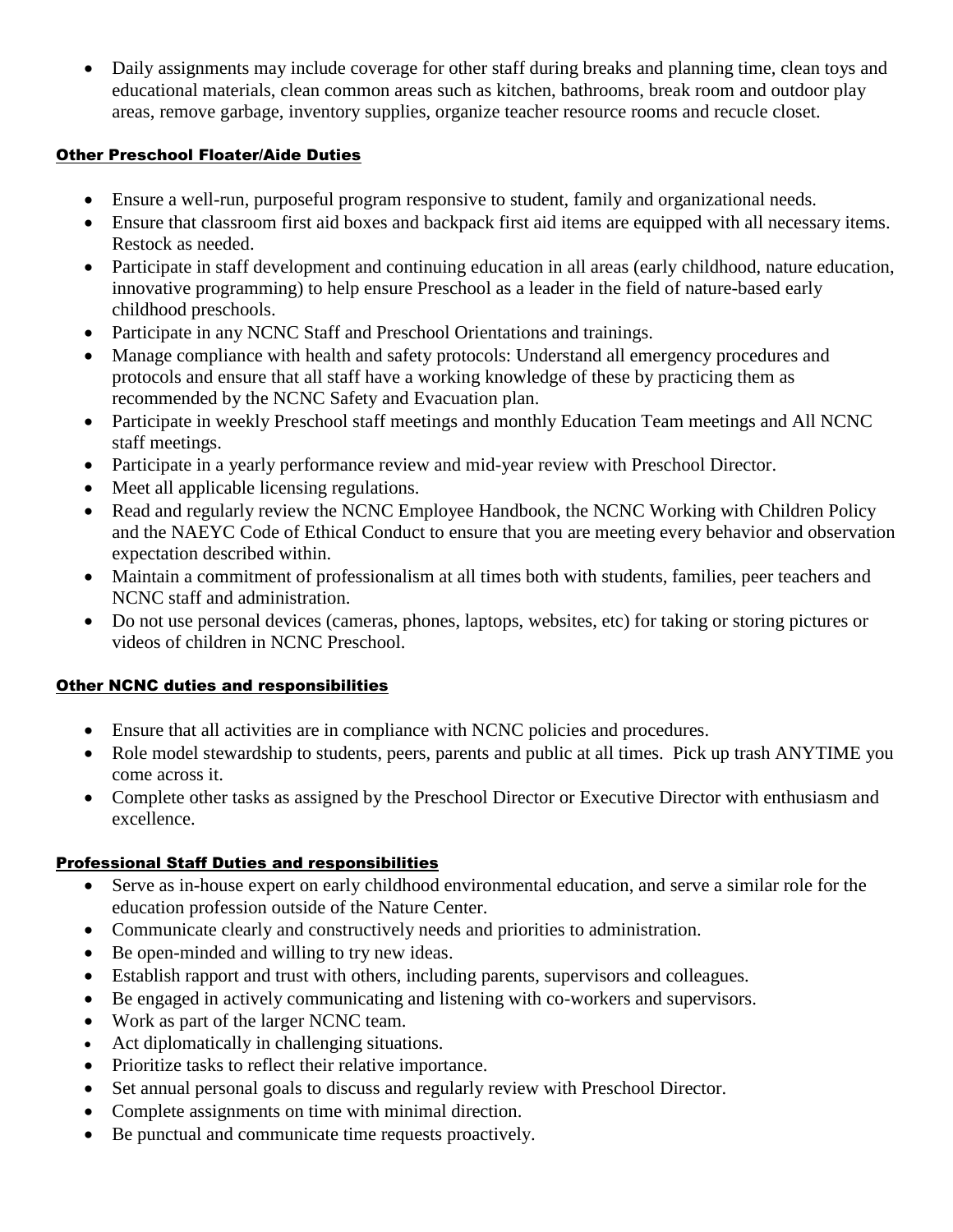- Daily assignments may include coverage for other staff during breaks and planning time, clean toys and educational materials, clean common areas such as kitchen, bathrooms, break room and outdoor play areas, remove garbage, inventory supplies, organize teacher resource rooms and recucle closet.

### Other Preschool Floater/Aide Duties

- Ensure a well-run, purposeful program responsive to student, family and organizational needs.
- Ensure that classroom first aid boxes and backpack first aid items are equipped with all necessary items. Restock as needed.
- Participate in staff development and continuing education in all areas (early childhood, nature education, innovative programming) to help ensure Preschool as a leader in the field of nature-based early childhood preschools.
- Participate in any NCNC Staff and Preschool Orientations and trainings.
- Manage compliance with health and safety protocols: Understand all emergency procedures and protocols and ensure that all staff have a working knowledge of these by practicing them as recommended by the NCNC Safety and Evacuation plan.
- Participate in weekly Preschool staff meetings and monthly Education Team meetings and All NCNC staff meetings.
- Participate in a yearly performance review and mid-year review with Preschool Director.
- Meet all applicable licensing regulations.
- Read and regularly review the NCNC Employee Handbook, the NCNC Working with Children Policy and the NAEYC Code of Ethical Conduct to ensure that you are meeting every behavior and observation expectation described within.
- Maintain a commitment of professionalism at all times both with students, families, peer teachers and NCNC staff and administration.
- Do not use personal devices (cameras, phones, laptops, websites, etc) for taking or storing pictures or videos of children in NCNC Preschool.

### Other NCNC duties and responsibilities

- Ensure that all activities are in compliance with NCNC policies and procedures.
- Role model stewardship to students, peers, parents and public at all times. Pick up trash ANYTIME you come across it.
- Complete other tasks as assigned by the Preschool Director or Executive Director with enthusiasm and excellence.

### Professional Staff Duties and responsibilities

- Serve as in-house expert on early childhood environmental education, and serve a similar role for the education profession outside of the Nature Center.
- Communicate clearly and constructively needs and priorities to administration.
- Be open-minded and willing to try new ideas.
- Establish rapport and trust with others, including parents, supervisors and colleagues.
- Be engaged in actively communicating and listening with co-workers and supervisors.
- Work as part of the larger NCNC team.
- Act diplomatically in challenging situations.
- Prioritize tasks to reflect their relative importance.
- Set annual personal goals to discuss and regularly review with Preschool Director.
- Complete assignments on time with minimal direction.
- Be punctual and communicate time requests proactively.